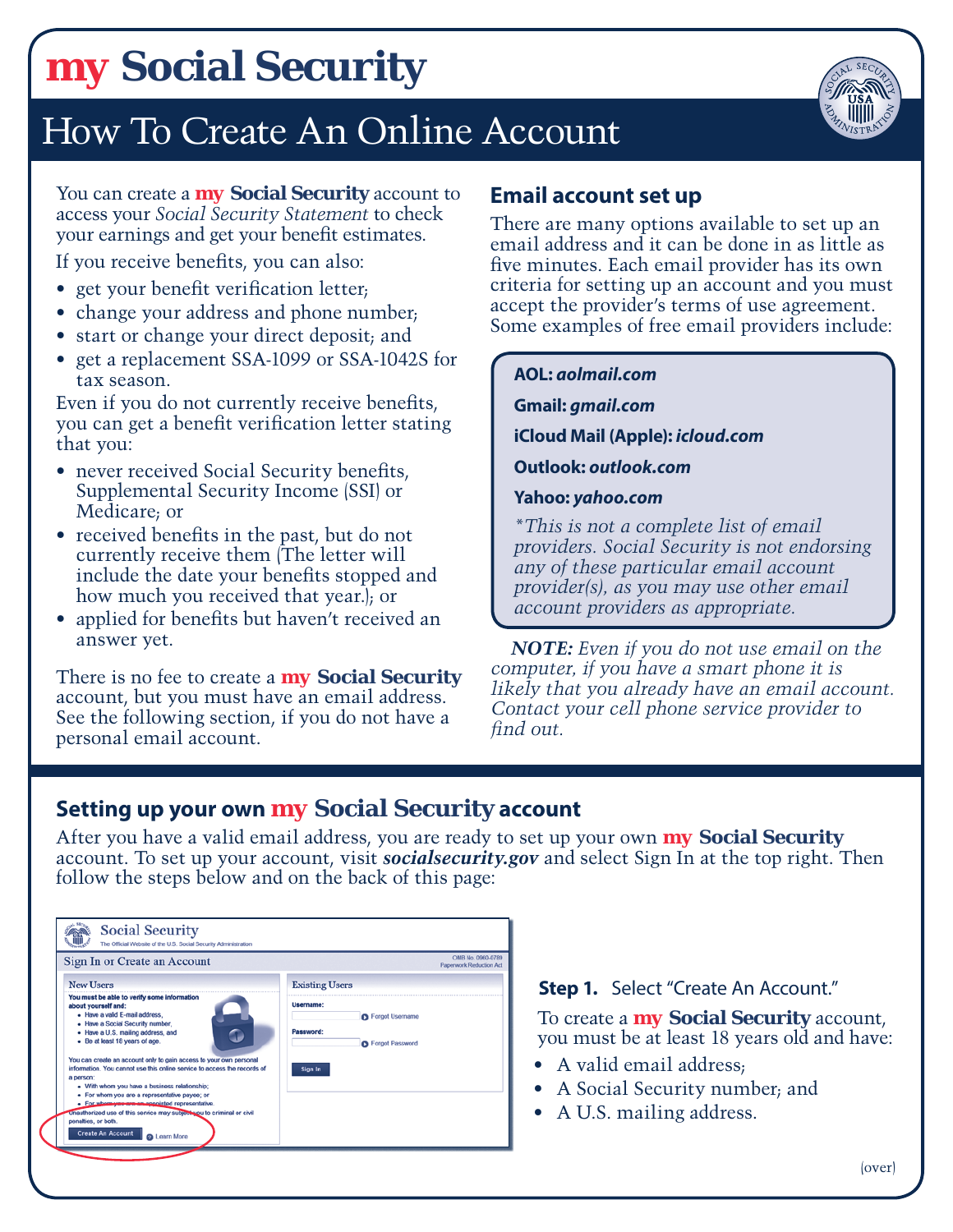# my Social Security

## How To Create An Online Account

You can create a **my Social Security** account to access your *Social Security Statement* to check your earnings and get your benefit estimates.

If you receive benefits, you can also:

- get your benefit verification letter;
- change your address and phone number;
- start or change your direct deposit; and
- get a replacement SSA-1099 or SSA-1042S for tax season.

Even if you do not currently receive benefits, you can get a benefit verification letter stating that you:

- never received Social Security benefits, Supplemental Security Income (SSI) or Medicare; or
- received benefits in the past, but do not currently receive them (The letter will include the date your benefits stopped and how much you received that year.); or
- applied for benefits but haven't received an answer yet.

There is no fee to create a **my Social Security** account, but you must have an email address. See the following section, if you do not have a personal email account.

### Email account set up

There are many options available to set up an email address and it can be done in as little as five minutes. Each email provider has its own criteria for setting up an account and you must accept the provider's terms of use agreement. Some examples of free email providers include:

**AOL:** ***aolmail.com***

**Gmail:** ***gmail.com***

**iCloud Mail (Apple):** ***icloud.com***

**Outlook:** ***outlook.com***

**Yahoo:** ***yahoo.com***

*\*This is not a complete list of email providers. Social Security is not endorsing any of these particular email account provider(s), as you may use other email account providers as appropriate.*

***NOTE:*** *Even if you do not use email on the computer, if you have a smart phone it is likely that you already have an email account. Contact your cell phone service provider to find out.*

### Setting up your own my Social Security account

After you have a valid email address, you are ready to set up your own **my Social Security** account. To set up your account, visit ***socialsecurity.gov*** and select Sign In at the top right. Then follow the steps below and on the back of this page:

**Step 1.** Select "Create An Account."

To create a **my Social Security** account, you must be at least 18 years old and have:

- A valid email address;
- A Social Security number; and
- A U.S. mailing address.

(over)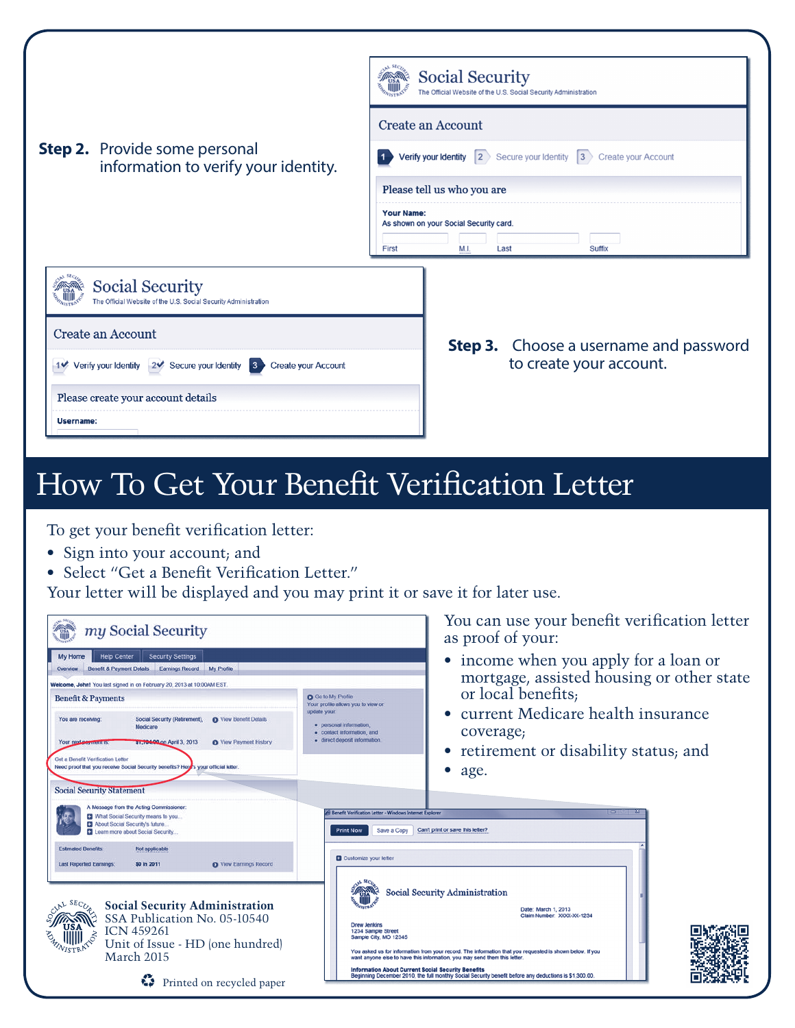**Step 2.** Provide some personal information to verify your identity.

**Step 3.** Choose a username and password to create your account.

# How To Get Your Benefit Verification Letter

To get your benefit verification letter:

- Sign into your account; and
- Select "Get a Benefit Verification Letter."

Your letter will be displayed and you may print it or save it for later use.

You can use your benefit verification letter as proof of your:

- income when you apply for a loan or mortgage, assisted housing or other state or local benefits;
- current Medicare health insurance coverage;
- retirement or disability status; and
- age.

**Social Security Administration**
SSA Publication No. 05-10540
ICN 459261
Unit of Issue - HD (one hundred)
March 2015

Printed on recycled paper